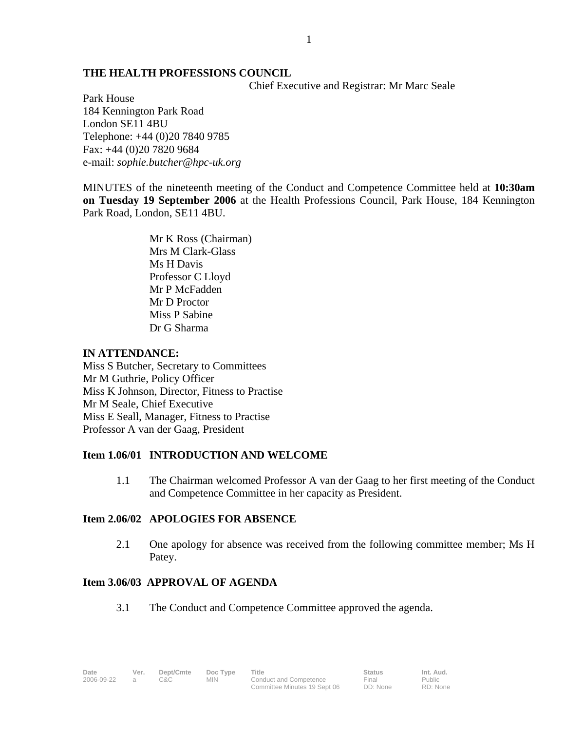**THE HEALTH PROFESSIONS COUNCIL**

Chief Executive and Registrar: Mr Marc Seale

Park House
184 Kennington Park Road
London SE11 4BU
Telephone: +44 (0)20 7840 9785
Fax: +44 (0)20 7820 9684
e-mail: *sophie.butcher@hpc-uk.org*

MINUTES of the nineteenth meeting of the Conduct and Competence Committee held at **10:30am on Tuesday 19 September 2006** at the Health Professions Council, Park House, 184 Kennington Park Road, London, SE11 4BU.

Mr K Ross (Chairman)
Mrs M Clark-Glass
Ms H Davis
Professor C Lloyd
Mr P McFadden
Mr D Proctor
Miss P Sabine
Dr G Sharma

**IN ATTENDANCE:**

Miss S Butcher, Secretary to Committees
Mr M Guthrie, Policy Officer
Miss K Johnson, Director, Fitness to Practise
Mr M Seale, Chief Executive
Miss E Seall, Manager, Fitness to Practise
Professor A van der Gaag, President

**Item 1.06/01 INTRODUCTION AND WELCOME**

1.1 The Chairman welcomed Professor A van der Gaag to her first meeting of the Conduct and Competence Committee in her capacity as President.

**Item 2.06/02 APOLOGIES FOR ABSENCE**

2.1 One apology for absence was received from the following committee member; Ms H Patey.

**Item 3.06/03 APPROVAL OF AGENDA**

3.1 The Conduct and Competence Committee approved the agenda.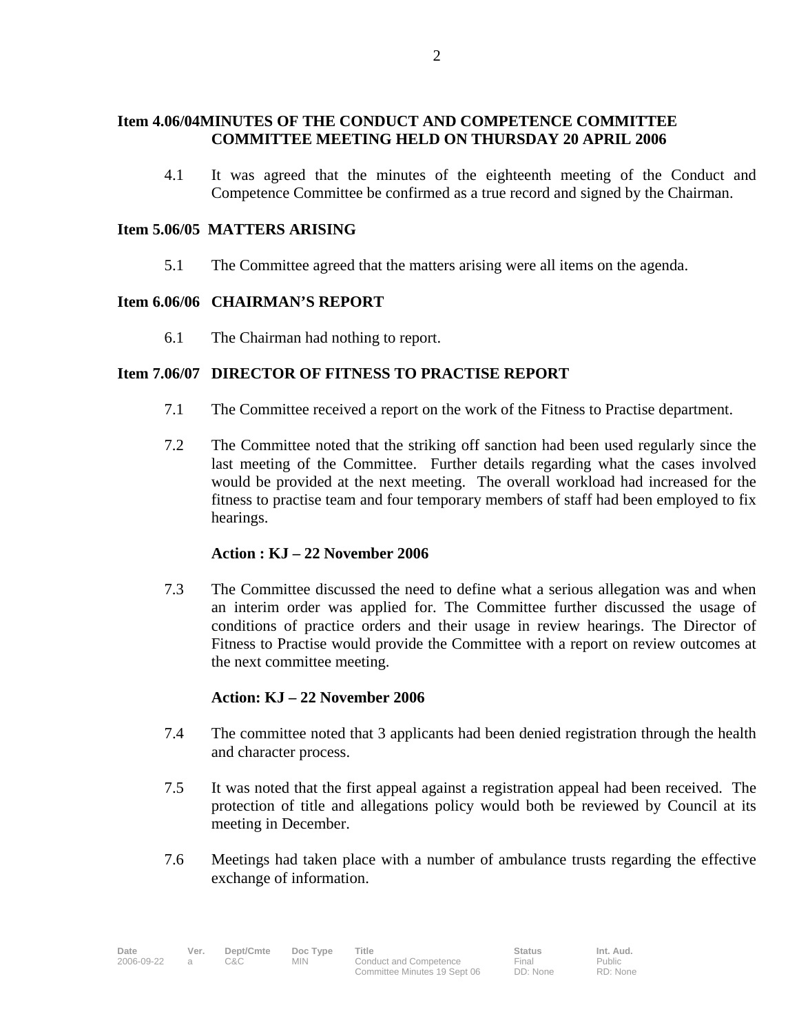**Item 4.06/04 MINUTES OF THE CONDUCT AND COMPETENCE COMMITTEE COMMITTEE MEETING HELD ON THURSDAY 20 APRIL 2006**

4.1 It was agreed that the minutes of the eighteenth meeting of the Conduct and Competence Committee be confirmed as a true record and signed by the Chairman.

**Item 5.06/05 MATTERS ARISING**

5.1 The Committee agreed that the matters arising were all items on the agenda.

**Item 6.06/06 CHAIRMAN'S REPORT**

6.1 The Chairman had nothing to report.

**Item 7.06/07 DIRECTOR OF FITNESS TO PRACTISE REPORT**

7.1 The Committee received a report on the work of the Fitness to Practise department.

7.2 The Committee noted that the striking off sanction had been used regularly since the last meeting of the Committee. Further details regarding what the cases involved would be provided at the next meeting. The overall workload had increased for the fitness to practise team and four temporary members of staff had been employed to fix hearings.

**Action : KJ – 22 November 2006**

7.3 The Committee discussed the need to define what a serious allegation was and when an interim order was applied for. The Committee further discussed the usage of conditions of practice orders and their usage in review hearings. The Director of Fitness to Practise would provide the Committee with a report on review outcomes at the next committee meeting.

**Action: KJ – 22 November 2006**

7.4 The committee noted that 3 applicants had been denied registration through the health and character process.

7.5 It was noted that the first appeal against a registration appeal had been received. The protection of title and allegations policy would both be reviewed by Council at its meeting in December.

7.6 Meetings had taken place with a number of ambulance trusts regarding the effective exchange of information.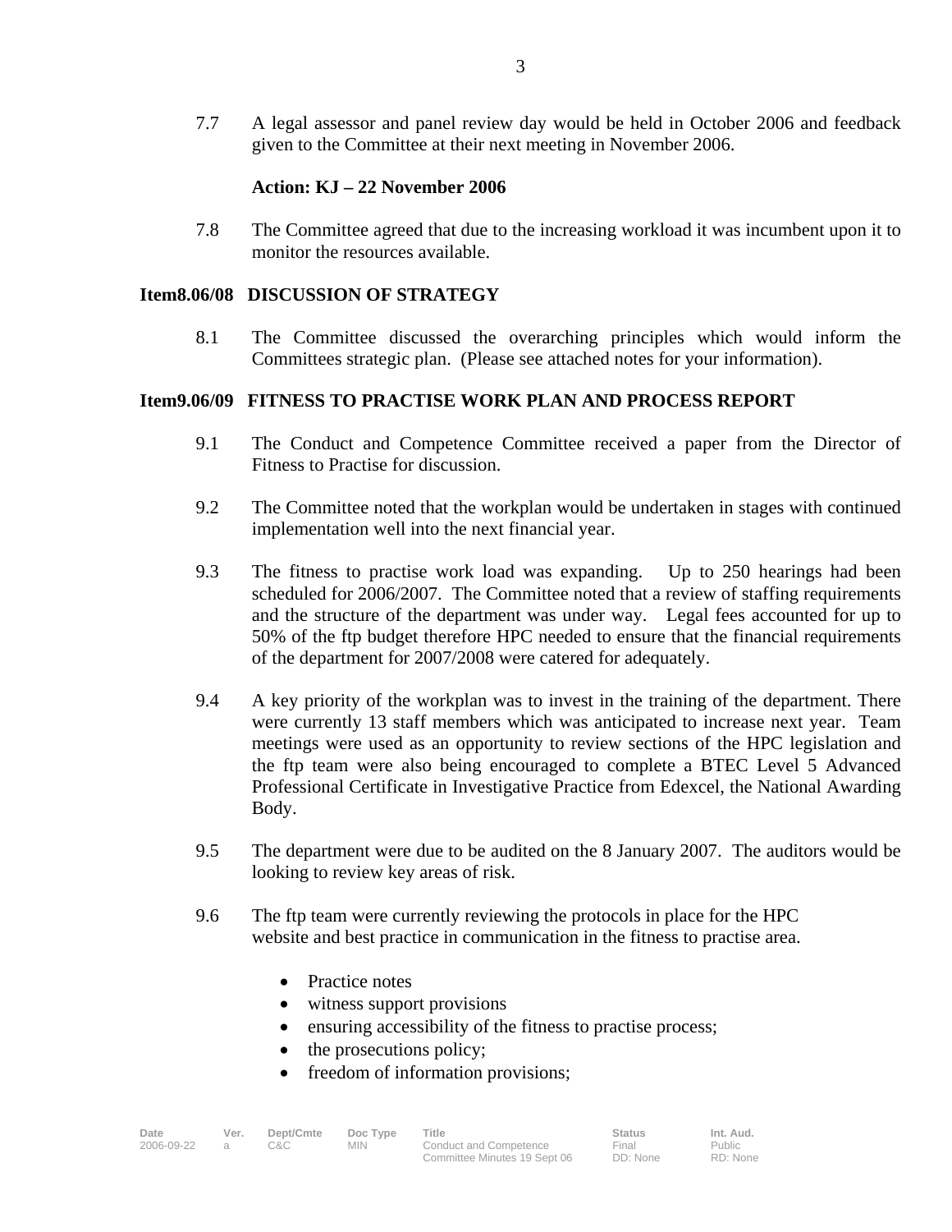7.7 A legal assessor and panel review day would be held in October 2006 and feedback given to the Committee at their next meeting in November 2006.

**Action: KJ – 22 November 2006**

7.8 The Committee agreed that due to the increasing workload it was incumbent upon it to monitor the resources available.

**Item8.06/08 DISCUSSION OF STRATEGY**

8.1 The Committee discussed the overarching principles which would inform the Committees strategic plan. (Please see attached notes for your information).

**Item9.06/09 FITNESS TO PRACTISE WORK PLAN AND PROCESS REPORT**

9.1 The Conduct and Competence Committee received a paper from the Director of Fitness to Practise for discussion.

9.2 The Committee noted that the workplan would be undertaken in stages with continued implementation well into the next financial year.

9.3 The fitness to practise work load was expanding. Up to 250 hearings had been scheduled for 2006/2007. The Committee noted that a review of staffing requirements and the structure of the department was under way. Legal fees accounted for up to 50% of the ftp budget therefore HPC needed to ensure that the financial requirements of the department for 2007/2008 were catered for adequately.

9.4 A key priority of the workplan was to invest in the training of the department. There were currently 13 staff members which was anticipated to increase next year. Team meetings were used as an opportunity to review sections of the HPC legislation and the ftp team were also being encouraged to complete a BTEC Level 5 Advanced Professional Certificate in Investigative Practice from Edexcel, the National Awarding Body.

9.5 The department were due to be audited on the 8 January 2007. The auditors would be looking to review key areas of risk.

9.6 The ftp team were currently reviewing the protocols in place for the HPC website and best practice in communication in the fitness to practise area.

- Practice notes
- witness support provisions
- ensuring accessibility of the fitness to practise process;
- the prosecutions policy;
- freedom of information provisions;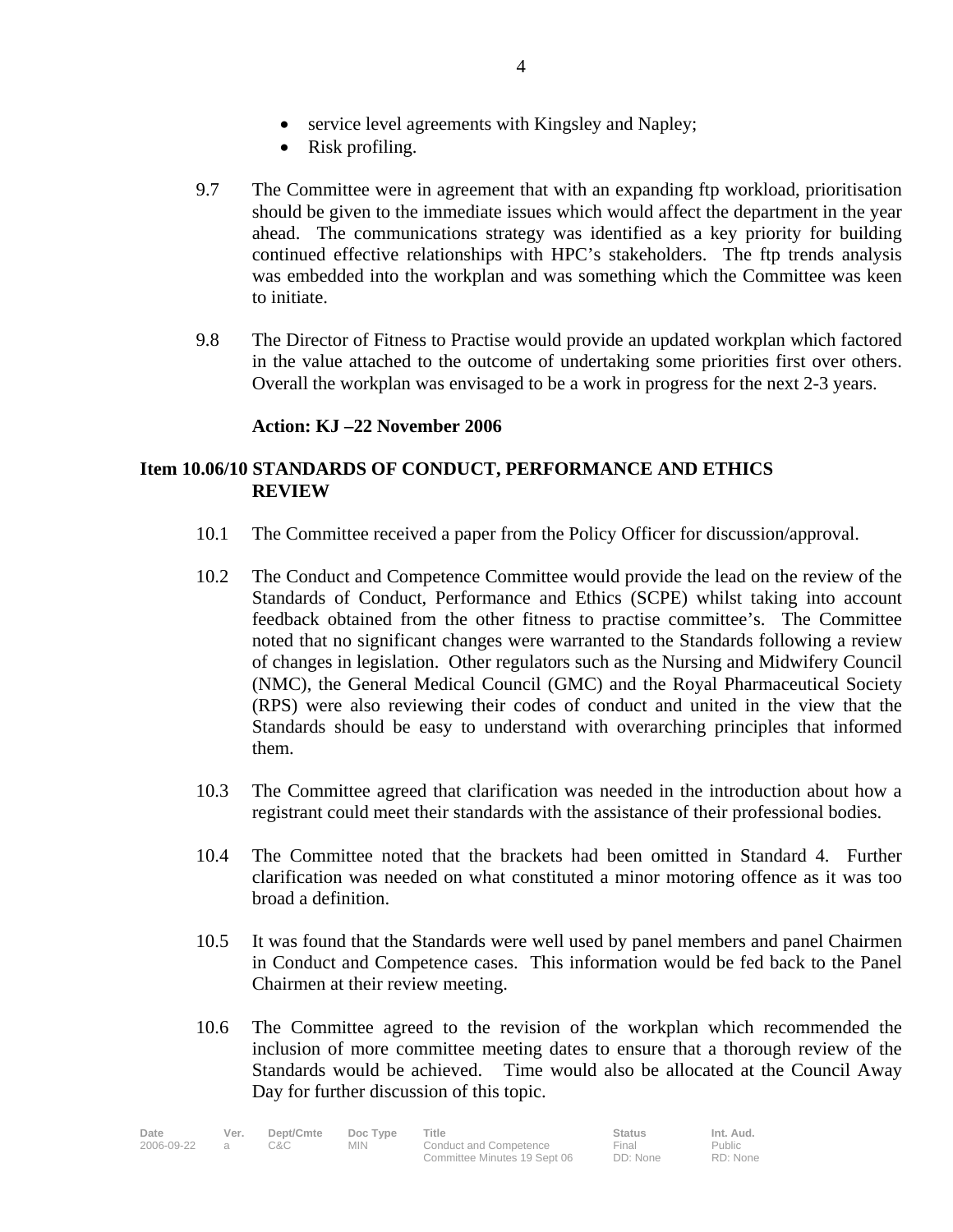- service level agreements with Kingsley and Napley;
- Risk profiling.

9.7 The Committee were in agreement that with an expanding ftp workload, prioritisation should be given to the immediate issues which would affect the department in the year ahead. The communications strategy was identified as a key priority for building continued effective relationships with HPC's stakeholders. The ftp trends analysis was embedded into the workplan and was something which the Committee was keen to initiate.

9.8 The Director of Fitness to Practise would provide an updated workplan which factored in the value attached to the outcome of undertaking some priorities first over others. Overall the workplan was envisaged to be a work in progress for the next 2-3 years.

**Action: KJ –22 November 2006**

## Item 10.06/10 STANDARDS OF CONDUCT, PERFORMANCE AND ETHICS REVIEW

10.1 The Committee received a paper from the Policy Officer for discussion/approval.

10.2 The Conduct and Competence Committee would provide the lead on the review of the Standards of Conduct, Performance and Ethics (SCPE) whilst taking into account feedback obtained from the other fitness to practise committee's. The Committee noted that no significant changes were warranted to the Standards following a review of changes in legislation. Other regulators such as the Nursing and Midwifery Council (NMC), the General Medical Council (GMC) and the Royal Pharmaceutical Society (RPS) were also reviewing their codes of conduct and united in the view that the Standards should be easy to understand with overarching principles that informed them.

10.3 The Committee agreed that clarification was needed in the introduction about how a registrant could meet their standards with the assistance of their professional bodies.

10.4 The Committee noted that the brackets had been omitted in Standard 4. Further clarification was needed on what constituted a minor motoring offence as it was too broad a definition.

10.5 It was found that the Standards were well used by panel members and panel Chairmen in Conduct and Competence cases. This information would be fed back to the Panel Chairmen at their review meeting.

10.6 The Committee agreed to the revision of the workplan which recommended the inclusion of more committee meeting dates to ensure that a thorough review of the Standards would be achieved. Time would also be allocated at the Council Away Day for further discussion of this topic.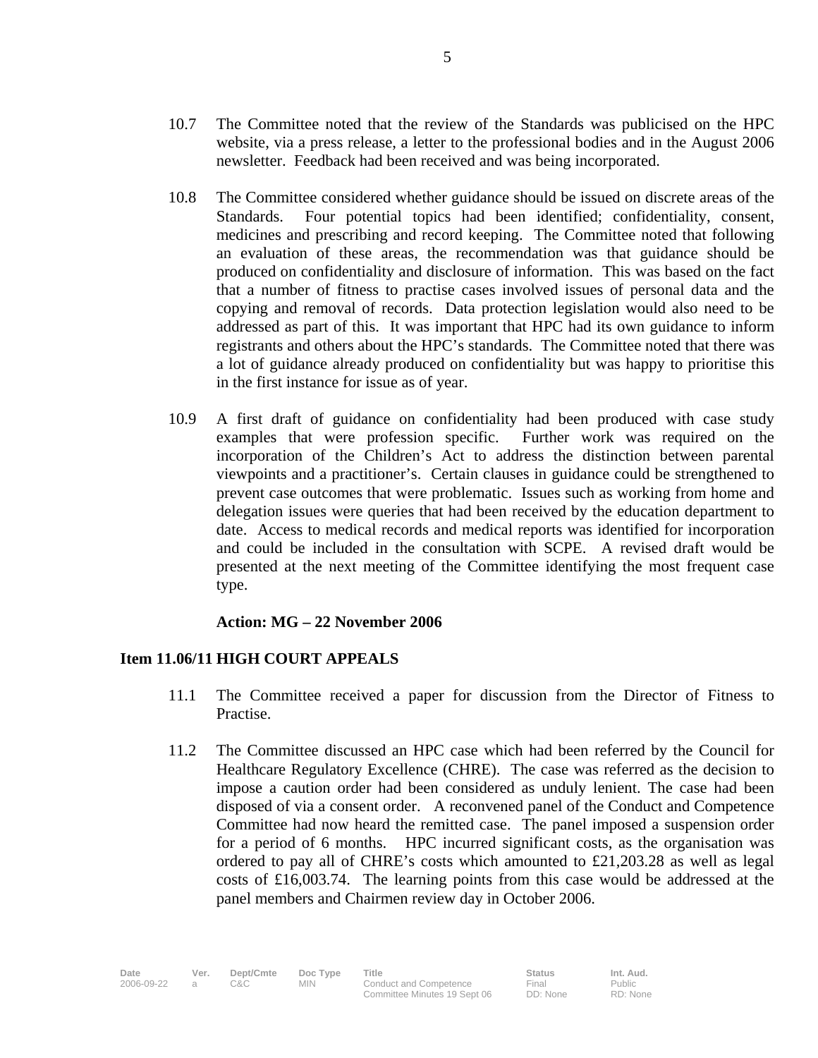10.7 The Committee noted that the review of the Standards was publicised on the HPC website, via a press release, a letter to the professional bodies and in the August 2006 newsletter. Feedback had been received and was being incorporated.

10.8 The Committee considered whether guidance should be issued on discrete areas of the Standards. Four potential topics had been identified; confidentiality, consent, medicines and prescribing and record keeping. The Committee noted that following an evaluation of these areas, the recommendation was that guidance should be produced on confidentiality and disclosure of information. This was based on the fact that a number of fitness to practise cases involved issues of personal data and the copying and removal of records. Data protection legislation would also need to be addressed as part of this. It was important that HPC had its own guidance to inform registrants and others about the HPC's standards. The Committee noted that there was a lot of guidance already produced on confidentiality but was happy to prioritise this in the first instance for issue as of year.

10.9 A first draft of guidance on confidentiality had been produced with case study examples that were profession specific. Further work was required on the incorporation of the Children's Act to address the distinction between parental viewpoints and a practitioner's. Certain clauses in guidance could be strengthened to prevent case outcomes that were problematic. Issues such as working from home and delegation issues were queries that had been received by the education department to date. Access to medical records and medical reports was identified for incorporation and could be included in the consultation with SCPE. A revised draft would be presented at the next meeting of the Committee identifying the most frequent case type.

**Action: MG – 22 November 2006**

## Item 11.06/11 HIGH COURT APPEALS

11.1 The Committee received a paper for discussion from the Director of Fitness to Practise.

11.2 The Committee discussed an HPC case which had been referred by the Council for Healthcare Regulatory Excellence (CHRE). The case was referred as the decision to impose a caution order had been considered as unduly lenient. The case had been disposed of via a consent order. A reconvened panel of the Conduct and Competence Committee had now heard the remitted case. The panel imposed a suspension order for a period of 6 months. HPC incurred significant costs, as the organisation was ordered to pay all of CHRE's costs which amounted to £21,203.28 as well as legal costs of £16,003.74. The learning points from this case would be addressed at the panel members and Chairmen review day in October 2006.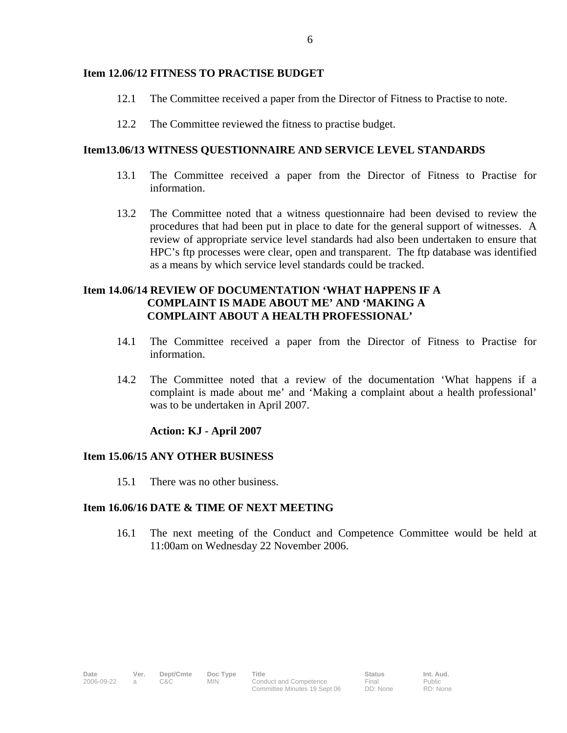**Item 12.06/12 FITNESS TO PRACTISE BUDGET**

12.1 The Committee received a paper from the Director of Fitness to Practise to note.

12.2 The Committee reviewed the fitness to practise budget.

**Item13.06/13 WITNESS QUESTIONNAIRE AND SERVICE LEVEL STANDARDS**

13.1 The Committee received a paper from the Director of Fitness to Practise for information.

13.2 The Committee noted that a witness questionnaire had been devised to review the procedures that had been put in place to date for the general support of witnesses. A review of appropriate service level standards had also been undertaken to ensure that HPC's ftp processes were clear, open and transparent. The ftp database was identified as a means by which service level standards could be tracked.

**Item 14.06/14 REVIEW OF DOCUMENTATION 'WHAT HAPPENS IF A COMPLAINT IS MADE ABOUT ME' AND 'MAKING A COMPLAINT ABOUT A HEALTH PROFESSIONAL'**

14.1 The Committee received a paper from the Director of Fitness to Practise for information.

14.2 The Committee noted that a review of the documentation 'What happens if a complaint is made about me' and 'Making a complaint about a health professional' was to be undertaken in April 2007.

**Action: KJ - April 2007**

**Item 15.06/15 ANY OTHER BUSINESS**

15.1 There was no other business.

**Item 16.06/16 DATE & TIME OF NEXT MEETING**

16.1 The next meeting of the Conduct and Competence Committee would be held at 11:00am on Wednesday 22 November 2006.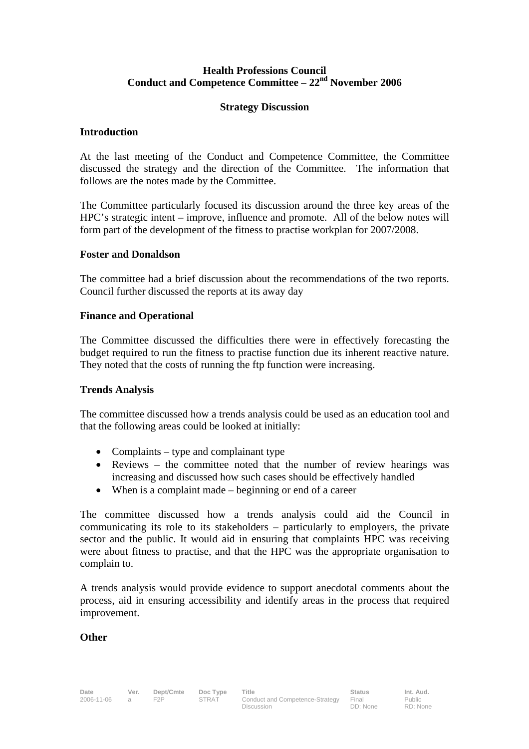**Health Professions Council**
**Conduct and Competence Committee – 22nd November 2006**

**Strategy Discussion**

**Introduction**

At the last meeting of the Conduct and Competence Committee, the Committee discussed the strategy and the direction of the Committee. The information that follows are the notes made by the Committee.

The Committee particularly focused its discussion around the three key areas of the HPC's strategic intent – improve, influence and promote. All of the below notes will form part of the development of the fitness to practise workplan for 2007/2008.

**Foster and Donaldson**

The committee had a brief discussion about the recommendations of the two reports. Council further discussed the reports at its away day

**Finance and Operational**

The Committee discussed the difficulties there were in effectively forecasting the budget required to run the fitness to practise function due its inherent reactive nature. They noted that the costs of running the ftp function were increasing.

**Trends Analysis**

The committee discussed how a trends analysis could be used as an education tool and that the following areas could be looked at initially:

- Complaints – type and complainant type
- Reviews – the committee noted that the number of review hearings was increasing and discussed how such cases should be effectively handled
- When is a complaint made – beginning or end of a career

The committee discussed how a trends analysis could aid the Council in communicating its role to its stakeholders – particularly to employers, the private sector and the public. It would aid in ensuring that complaints HPC was receiving were about fitness to practise, and that the HPC was the appropriate organisation to complain to.

A trends analysis would provide evidence to support anecdotal comments about the process, aid in ensuring accessibility and identify areas in the process that required improvement.

**Other**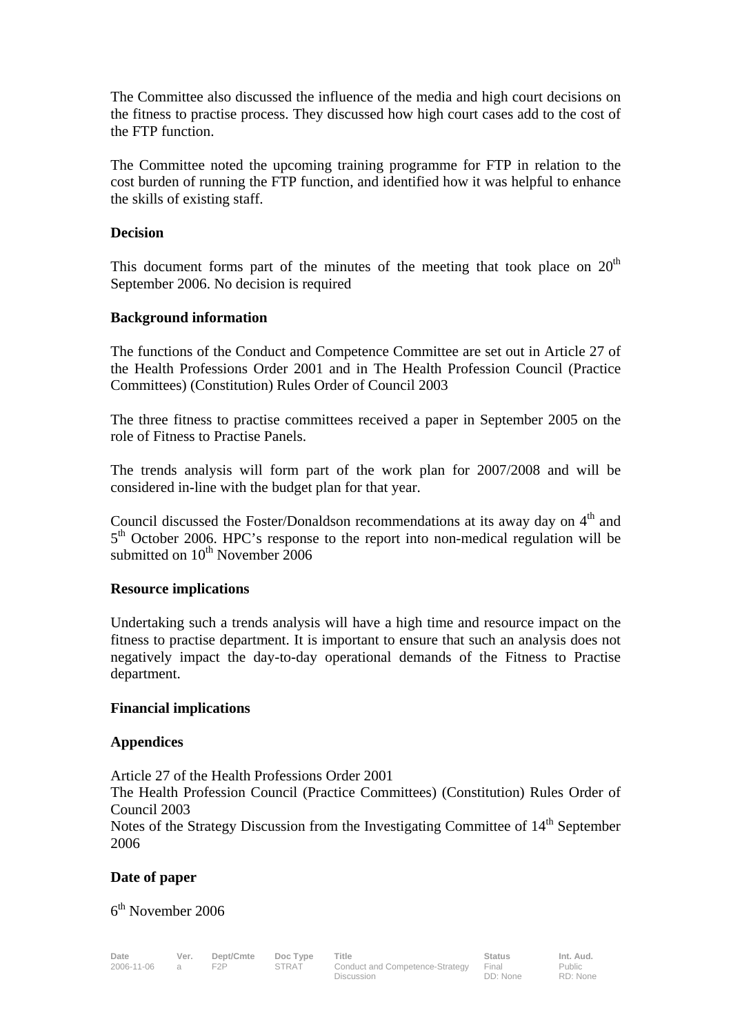The Committee also discussed the influence of the media and high court decisions on the fitness to practise process. They discussed how high court cases add to the cost of the FTP function.

The Committee noted the upcoming training programme for FTP in relation to the cost burden of running the FTP function, and identified how it was helpful to enhance the skills of existing staff.

**Decision**

This document forms part of the minutes of the meeting that took place on 20th September 2006. No decision is required

**Background information**

The functions of the Conduct and Competence Committee are set out in Article 27 of the Health Professions Order 2001 and in The Health Profession Council (Practice Committees) (Constitution) Rules Order of Council 2003

The three fitness to practise committees received a paper in September 2005 on the role of Fitness to Practise Panels.

The trends analysis will form part of the work plan for 2007/2008 and will be considered in-line with the budget plan for that year.

Council discussed the Foster/Donaldson recommendations at its away day on 4th and 5th October 2006. HPC's response to the report into non-medical regulation will be submitted on 10th November 2006

**Resource implications**

Undertaking such a trends analysis will have a high time and resource impact on the fitness to practise department. It is important to ensure that such an analysis does not negatively impact the day-to-day operational demands of the Fitness to Practise department.

**Financial implications**

**Appendices**

Article 27 of the Health Professions Order 2001
The Health Profession Council (Practice Committees) (Constitution) Rules Order of Council 2003
Notes of the Strategy Discussion from the Investigating Committee of 14th September 2006

**Date of paper**

6th November 2006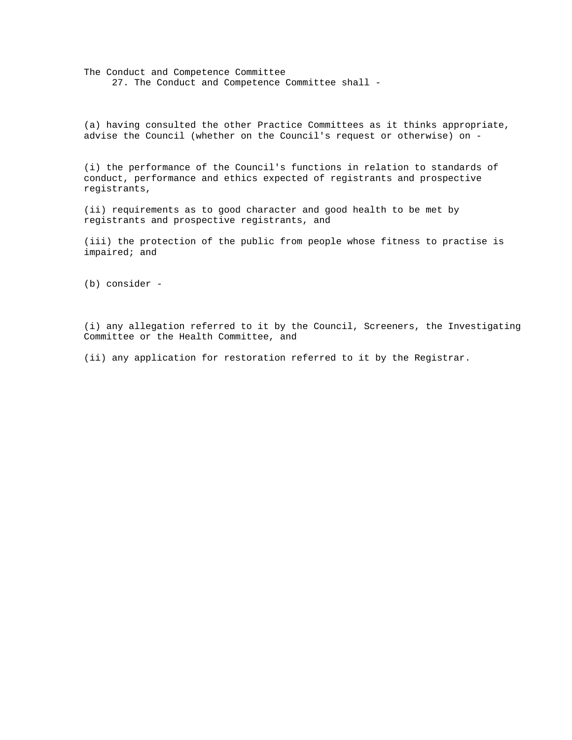The Conduct and Competence Committee

27. The Conduct and Competence Committee shall -

(a) having consulted the other Practice Committees as it thinks appropriate, advise the Council (whether on the Council's request or otherwise) on -

(i) the performance of the Council's functions in relation to standards of conduct, performance and ethics expected of registrants and prospective registrants,

(ii) requirements as to good character and good health to be met by registrants and prospective registrants, and

(iii) the protection of the public from people whose fitness to practise is impaired; and

(b) consider -

(i) any allegation referred to it by the Council, Screeners, the Investigating Committee or the Health Committee, and

(ii) any application for restoration referred to it by the Registrar.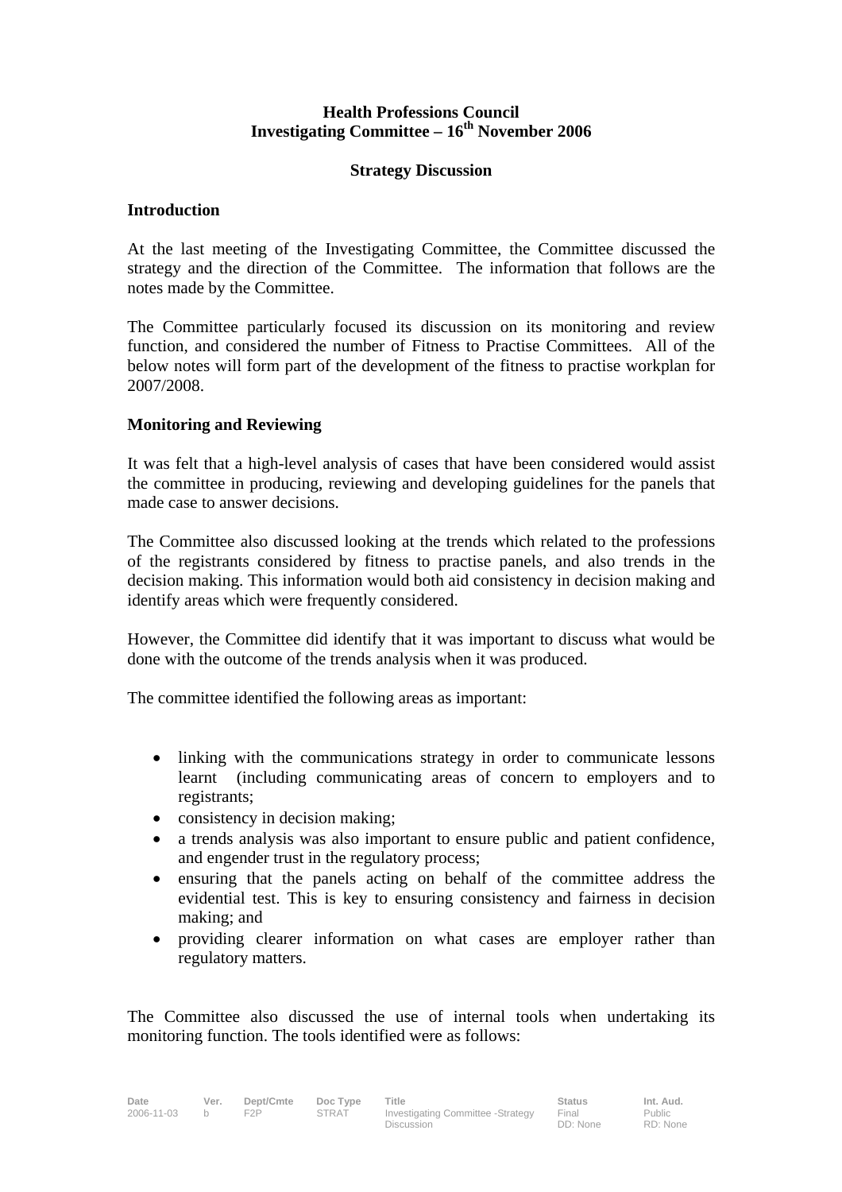**Health Professions Council**
**Investigating Committee – 16th November 2006**

**Strategy Discussion**

**Introduction**

At the last meeting of the Investigating Committee, the Committee discussed the strategy and the direction of the Committee. The information that follows are the notes made by the Committee.

The Committee particularly focused its discussion on its monitoring and review function, and considered the number of Fitness to Practise Committees. All of the below notes will form part of the development of the fitness to practise workplan for 2007/2008.

**Monitoring and Reviewing**

It was felt that a high-level analysis of cases that have been considered would assist the committee in producing, reviewing and developing guidelines for the panels that made case to answer decisions.

The Committee also discussed looking at the trends which related to the professions of the registrants considered by fitness to practise panels, and also trends in the decision making. This information would both aid consistency in decision making and identify areas which were frequently considered.

However, the Committee did identify that it was important to discuss what would be done with the outcome of the trends analysis when it was produced.

The committee identified the following areas as important:

- linking with the communications strategy in order to communicate lessons learnt (including communicating areas of concern to employers and to registrants;
- consistency in decision making;
- a trends analysis was also important to ensure public and patient confidence, and engender trust in the regulatory process;
- ensuring that the panels acting on behalf of the committee address the evidential test. This is key to ensuring consistency and fairness in decision making; and
- providing clearer information on what cases are employer rather than regulatory matters.

The Committee also discussed the use of internal tools when undertaking its monitoring function. The tools identified were as follows:

| Date | Ver. | Dept/Cmte | Doc Type | Title | Status | Int. Aud. |
|---|---|---|---|---|---|---|
| 2006-11-03 | b | F2P | STRAT | Investigating Committee -Strategy Discussion | Final DD: None | Public RD: None |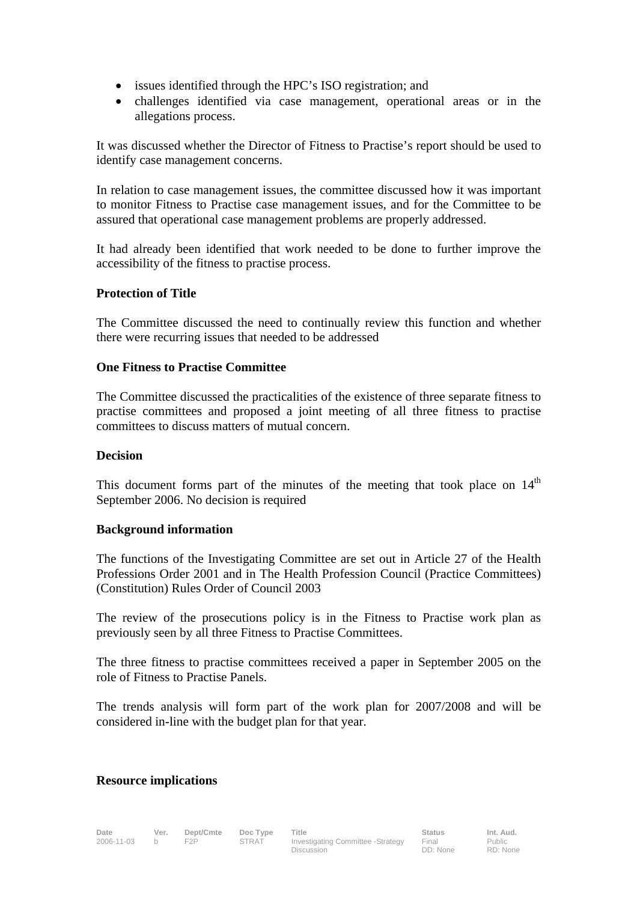- issues identified through the HPC's ISO registration; and
- challenges identified via case management, operational areas or in the allegations process.

It was discussed whether the Director of Fitness to Practise's report should be used to identify case management concerns.

In relation to case management issues, the committee discussed how it was important to monitor Fitness to Practise case management issues, and for the Committee to be assured that operational case management problems are properly addressed.

It had already been identified that work needed to be done to further improve the accessibility of the fitness to practise process.

**Protection of Title**

The Committee discussed the need to continually review this function and whether there were recurring issues that needed to be addressed

**One Fitness to Practise Committee**

The Committee discussed the practicalities of the existence of three separate fitness to practise committees and proposed a joint meeting of all three fitness to practise committees to discuss matters of mutual concern.

**Decision**

This document forms part of the minutes of the meeting that took place on 14th September 2006. No decision is required

**Background information**

The functions of the Investigating Committee are set out in Article 27 of the Health Professions Order 2001 and in The Health Profession Council (Practice Committees) (Constitution) Rules Order of Council 2003

The review of the prosecutions policy is in the Fitness to Practise work plan as previously seen by all three Fitness to Practise Committees.

The three fitness to practise committees received a paper in September 2005 on the role of Fitness to Practise Panels.

The trends analysis will form part of the work plan for 2007/2008 and will be considered in-line with the budget plan for that year.

**Resource implications**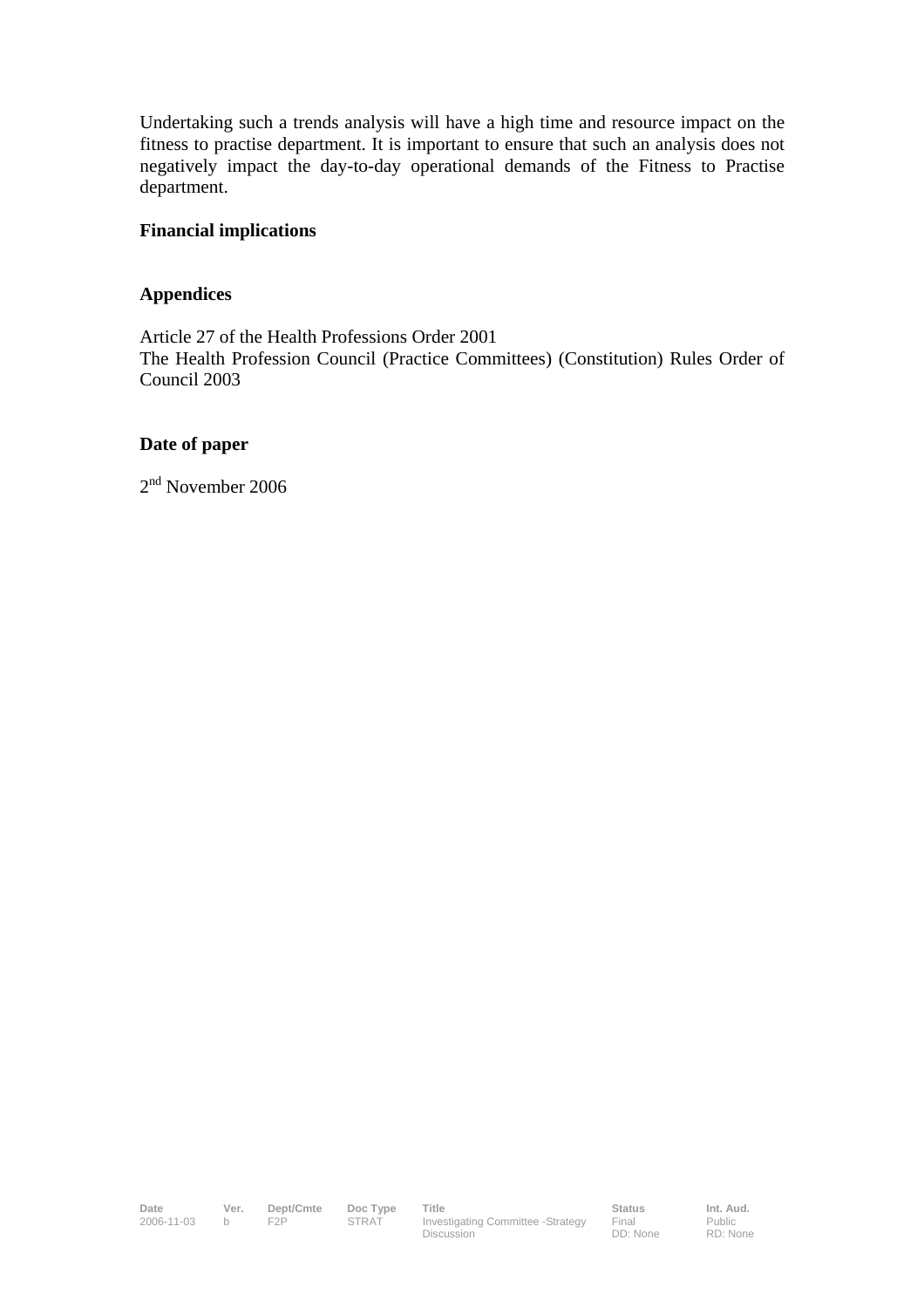Undertaking such a trends analysis will have a high time and resource impact on the fitness to practise department. It is important to ensure that such an analysis does not negatively impact the day-to-day operational demands of the Fitness to Practise department.

**Financial implications**

**Appendices**

Article 27 of the Health Professions Order 2001
The Health Profession Council (Practice Committees) (Constitution) Rules Order of Council 2003

**Date of paper**

2nd November 2006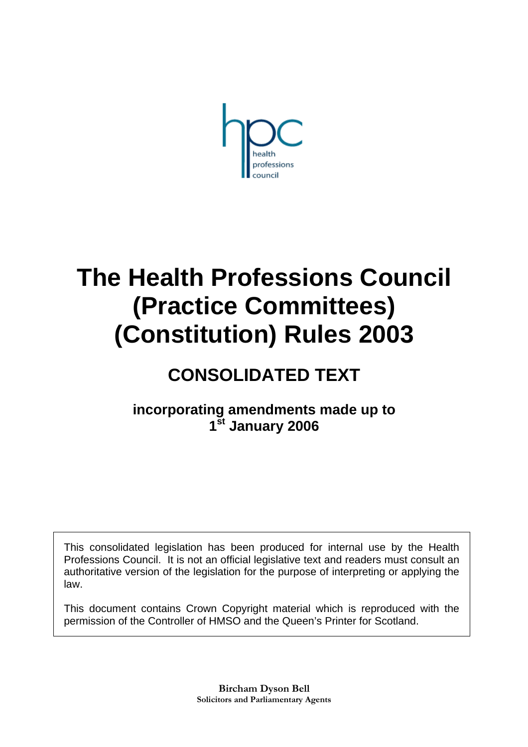health
professions
council

# The Health Professions Council (Practice Committees) (Constitution) Rules 2003

## CONSOLIDATED TEXT

**incorporating amendments made up to 1st January 2006**

This consolidated legislation has been produced for internal use by the Health Professions Council. It is not an official legislative text and readers must consult an authoritative version of the legislation for the purpose of interpreting or applying the law.

This document contains Crown Copyright material which is reproduced with the permission of the Controller of HMSO and the Queen's Printer for Scotland.

**Bircham Dyson Bell**
**Solicitors and Parliamentary Agents**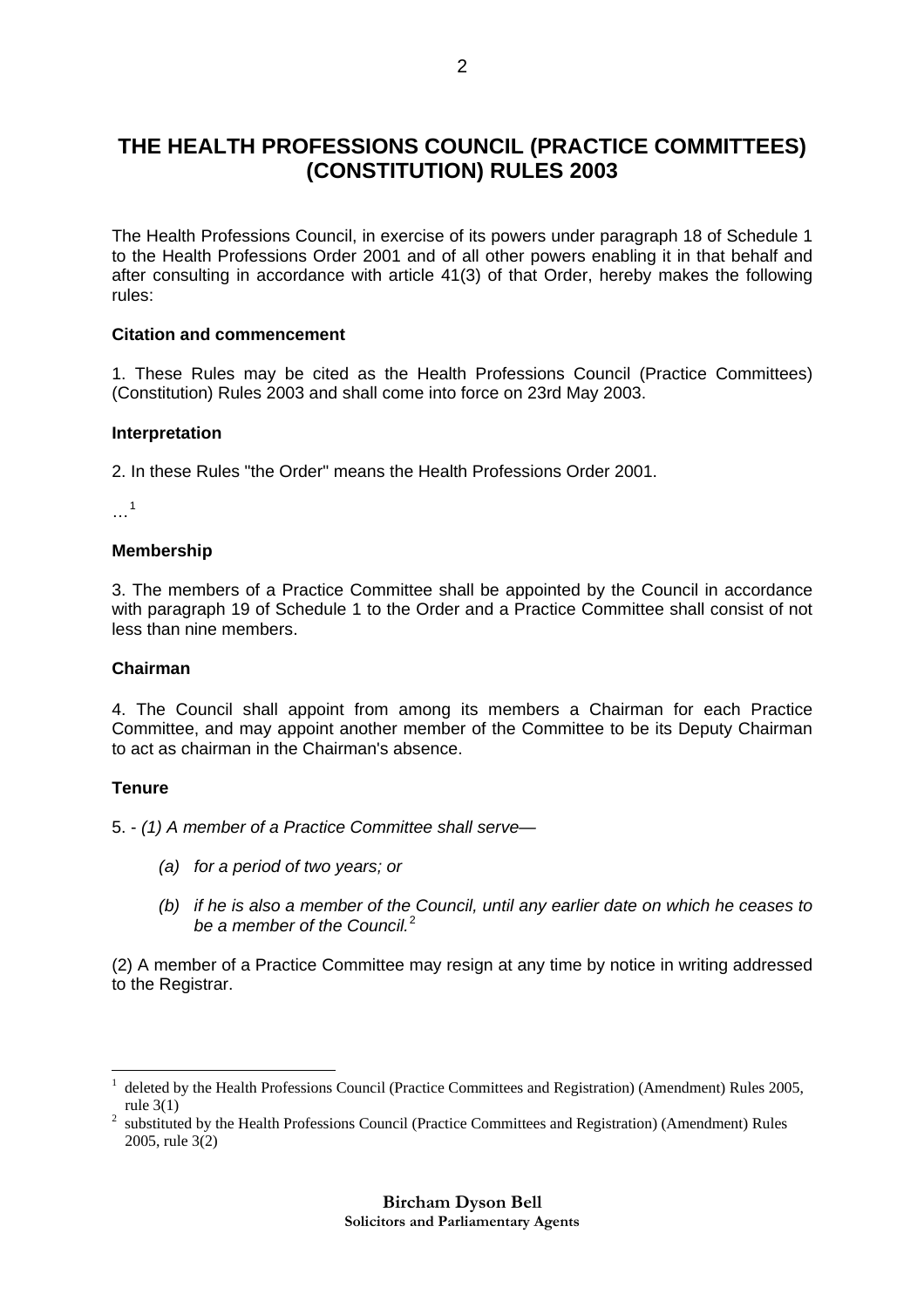# THE HEALTH PROFESSIONS COUNCIL (PRACTICE COMMITTEES) (CONSTITUTION) RULES 2003

The Health Professions Council, in exercise of its powers under paragraph 18 of Schedule 1 to the Health Professions Order 2001 and of all other powers enabling it in that behalf and after consulting in accordance with article 41(3) of that Order, hereby makes the following rules:

**Citation and commencement**

1. These Rules may be cited as the Health Professions Council (Practice Committees) (Constitution) Rules 2003 and shall come into force on 23rd May 2003.

**Interpretation**

2. In these Rules "the Order" means the Health Professions Order 2001.

…[1]

**Membership**

3. The members of a Practice Committee shall be appointed by the Council in accordance with paragraph 19 of Schedule 1 to the Order and a Practice Committee shall consist of not less than nine members.

**Chairman**

4. The Council shall appoint from among its members a Chairman for each Practice Committee, and may appoint another member of the Committee to be its Deputy Chairman to act as chairman in the Chairman's absence.

**Tenure**

5. - *(1) A member of a Practice Committee shall serve—*

- *(a) for a period of two years; or*
- *(b) if he is also a member of the Council, until any earlier date on which he ceases to be a member of the Council.*[2]

(2) A member of a Practice Committee may resign at any time by notice in writing addressed to the Registrar.

---

[1] deleted by the Health Professions Council (Practice Committees and Registration) (Amendment) Rules 2005, rule 3(1)

[2] substituted by the Health Professions Council (Practice Committees and Registration) (Amendment) Rules 2005, rule 3(2)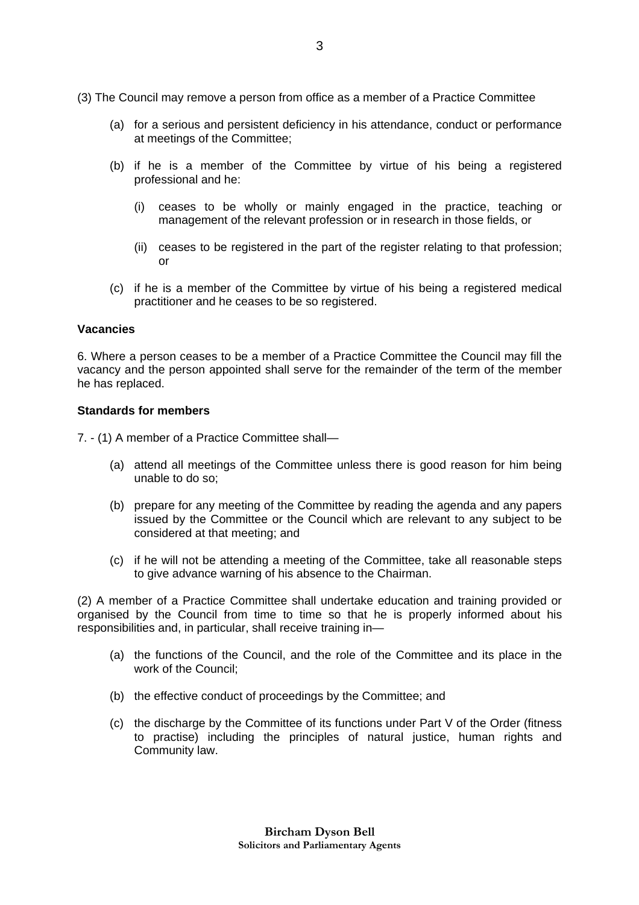(3) The Council may remove a person from office as a member of a Practice Committee

(a) for a serious and persistent deficiency in his attendance, conduct or performance at meetings of the Committee;

(b) if he is a member of the Committee by virtue of his being a registered professional and he:

(i) ceases to be wholly or mainly engaged in the practice, teaching or management of the relevant profession or in research in those fields, or

(ii) ceases to be registered in the part of the register relating to that profession; or

(c) if he is a member of the Committee by virtue of his being a registered medical practitioner and he ceases to be so registered.

**Vacancies**

6. Where a person ceases to be a member of a Practice Committee the Council may fill the vacancy and the person appointed shall serve for the remainder of the term of the member he has replaced.

**Standards for members**

7. - (1) A member of a Practice Committee shall—

(a) attend all meetings of the Committee unless there is good reason for him being unable to do so;

(b) prepare for any meeting of the Committee by reading the agenda and any papers issued by the Committee or the Council which are relevant to any subject to be considered at that meeting; and

(c) if he will not be attending a meeting of the Committee, take all reasonable steps to give advance warning of his absence to the Chairman.

(2) A member of a Practice Committee shall undertake education and training provided or organised by the Council from time to time so that he is properly informed about his responsibilities and, in particular, shall receive training in—

(a) the functions of the Council, and the role of the Committee and its place in the work of the Council;

(b) the effective conduct of proceedings by the Committee; and

(c) the discharge by the Committee of its functions under Part V of the Order (fitness to practise) including the principles of natural justice, human rights and Community law.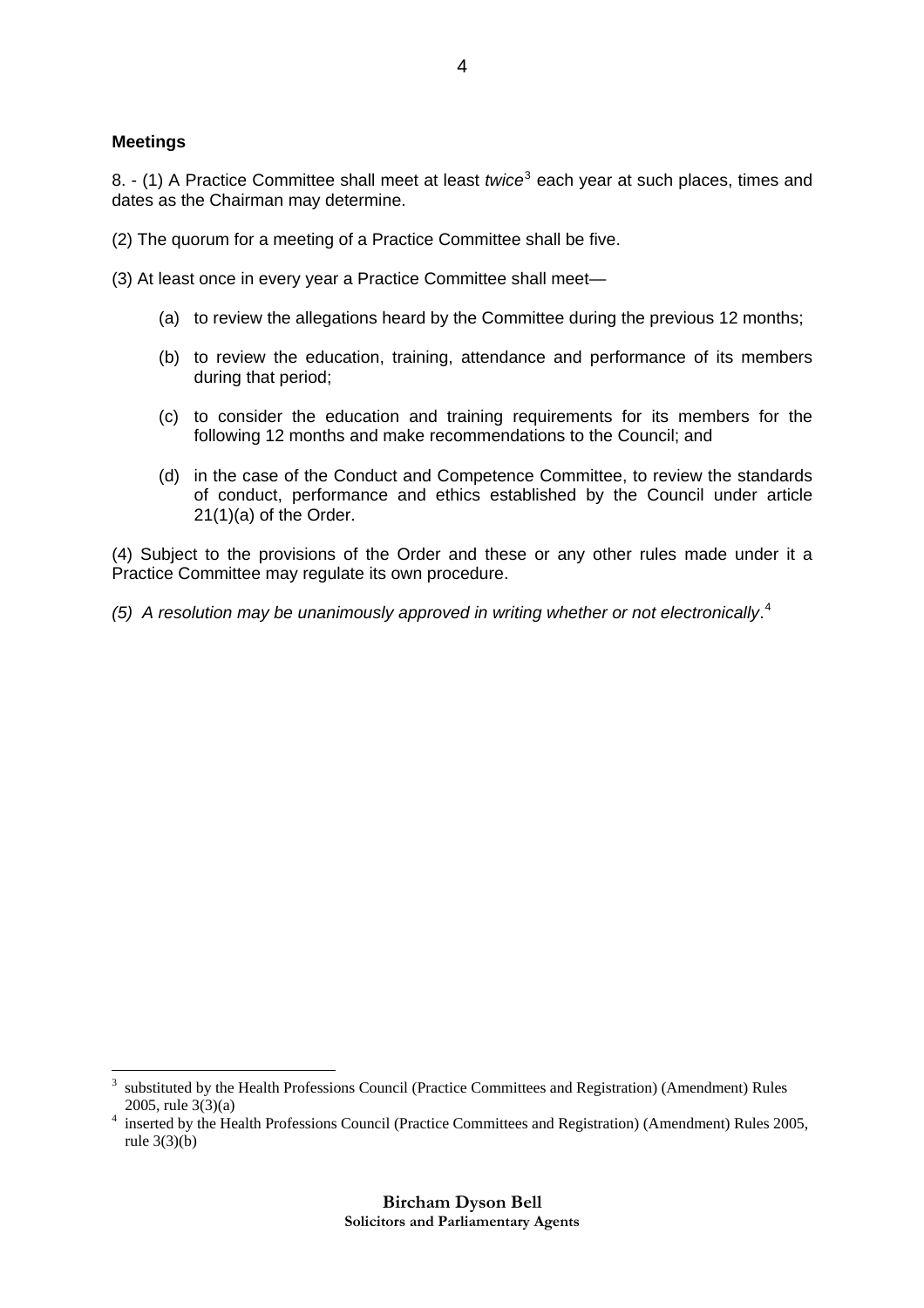**Meetings**

8. - (1) A Practice Committee shall meet at least *twice*[3] each year at such places, times and dates as the Chairman may determine.

(2) The quorum for a meeting of a Practice Committee shall be five.

(3) At least once in every year a Practice Committee shall meet—

(a) to review the allegations heard by the Committee during the previous 12 months;

(b) to review the education, training, attendance and performance of its members during that period;

(c) to consider the education and training requirements for its members for the following 12 months and make recommendations to the Council; and

(d) in the case of the Conduct and Competence Committee, to review the standards of conduct, performance and ethics established by the Council under article 21(1)(a) of the Order.

(4) Subject to the provisions of the Order and these or any other rules made under it a Practice Committee may regulate its own procedure.

*(5) A resolution may be unanimously approved in writing whether or not electronically*.[4]

---

[3] substituted by the Health Professions Council (Practice Committees and Registration) (Amendment) Rules 2005, rule 3(3)(a)

[4] inserted by the Health Professions Council (Practice Committees and Registration) (Amendment) Rules 2005, rule 3(3)(b)